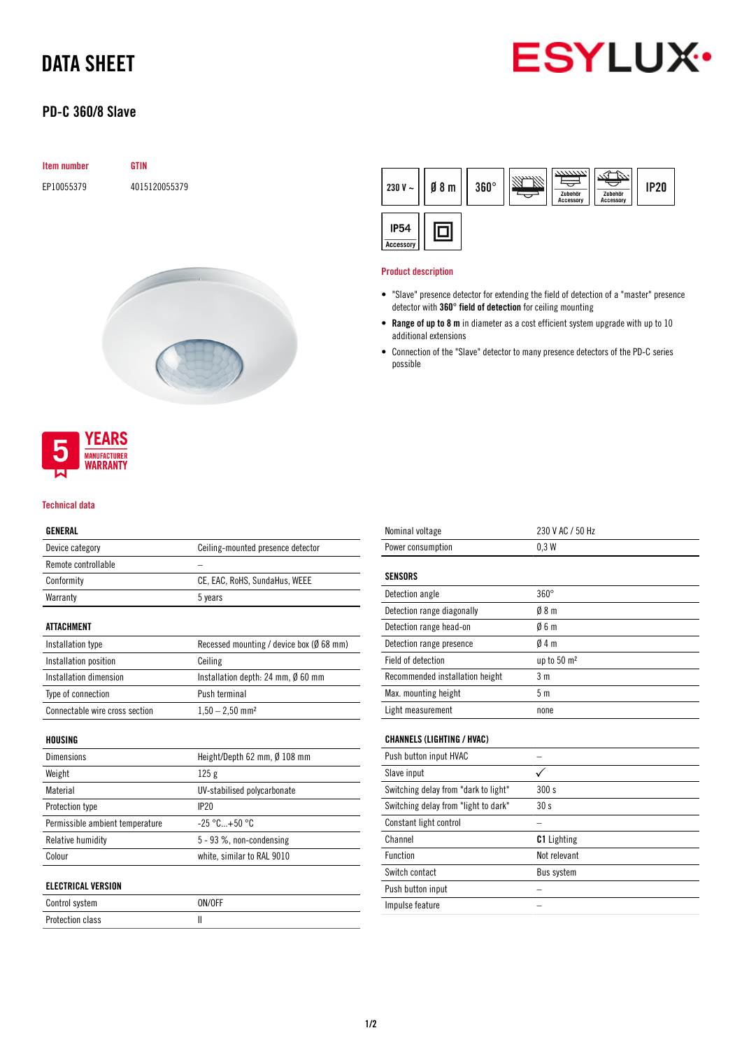# DATA SHEET

## PD-C 360/8 Slave

| Item number | GTIN |
|---|---|
| EP10055379 | 4015120055379 |

230 V ~ | Ø 8 m | 360° | Zubehör Accessory | Zubehör Accessory | IP20 | IP54 Accessory

5 YEARS MANUFACTURER WARRANTY

### Product description

- "Slave" presence detector for extending the field of detection of a "master" presence detector with **360° field of detection** for ceiling mounting
- **Range of up to 8 m** in diameter as a cost efficient system upgrade with up to 10 additional extensions
- Connection of the "Slave" detector to many presence detectors of the PD-C series possible

### Technical data

| GENERAL | |
|---|---|
| Device category | Ceiling-mounted presence detector |
| Remote controllable | – |
| Conformity | CE, EAC, RoHS, SundaHus, WEEE |
| Warranty | 5 years |

| ATTACHMENT | |
|---|---|
| Installation type | Recessed mounting / device box (Ø 68 mm) |
| Installation position | Ceiling |
| Installation dimension | Installation depth: 24 mm, Ø 60 mm |
| Type of connection | Push terminal |
| Connectable wire cross section | 1,50 – 2,50 mm² |

| HOUSING | |
|---|---|
| Dimensions | Height/Depth 62 mm, Ø 108 mm |
| Weight | 125 g |
| Material | UV-stabilised polycarbonate |
| Protection type | IP20 |
| Permissible ambient temperature | -25 °C...+50 °C |
| Relative humidity | 5 - 93 %, non-condensing |
| Colour | white, similar to RAL 9010 |

| ELECTRICAL VERSION | |
|---|---|
| Control system | ON/OFF |
| Protection class | II |
| Nominal voltage | 230 V AC / 50 Hz |
| Power consumption | 0,3 W |

| SENSORS | |
|---|---|
| Detection angle | 360° |
| Detection range diagonally | Ø 8 m |
| Detection range head-on | Ø 6 m |
| Detection range presence | Ø 4 m |
| Field of detection | up to 50 m² |
| Recommended installation height | 3 m |
| Max. mounting height | 5 m |
| Light measurement | none |

| CHANNELS (LIGHTING / HVAC) | |
|---|---|
| Push button input HVAC | – |
| Slave input | ✓ |
| Switching delay from "dark to light" | 300 s |
| Switching delay from "light to dark" | 30 s |
| Constant light control | – |
| Channel | **C1** Lighting |
| Function | Not relevant |
| Switch contact | Bus system |
| Push button input | – |
| Impulse feature | – |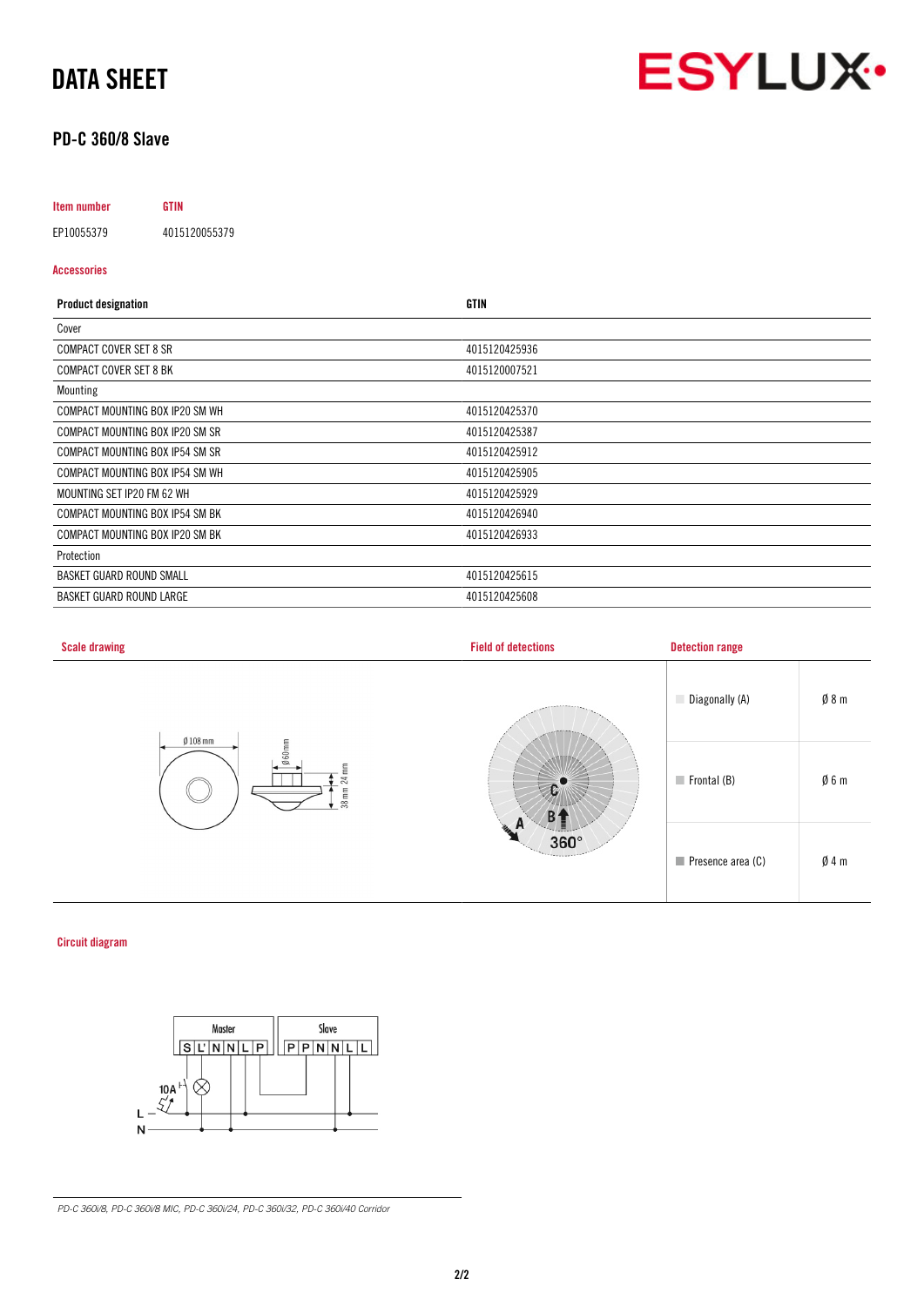# DATA SHEET

ESYLUX

## PD-C 360/8 Slave

| Item number | GTIN |
|---|---|
| EP10055379 | 4015120055379 |

### Accessories

| Product designation | GTIN |
|---|---|
| Cover | |
| COMPACT COVER SET 8 SR | 4015120425936 |
| COMPACT COVER SET 8 BK | 4015120007521 |
| Mounting | |
| COMPACT MOUNTING BOX IP20 SM WH | 4015120425370 |
| COMPACT MOUNTING BOX IP20 SM SR | 4015120425387 |
| COMPACT MOUNTING BOX IP54 SM SR | 4015120425912 |
| COMPACT MOUNTING BOX IP54 SM WH | 4015120425905 |
| MOUNTING SET IP20 FM 62 WH | 4015120425929 |
| COMPACT MOUNTING BOX IP54 SM BK | 4015120426940 |
| COMPACT MOUNTING BOX IP20 SM BK | 4015120426933 |
| Protection | |
| BASKET GUARD ROUND SMALL | 4015120425615 |
| BASKET GUARD ROUND LARGE | 4015120425608 |

### Scale drawing

Ø 108 mm
Ø 60 mm
24 mm
38 mm

### Field of detections

A
B
C
360°

### Detection range

| | |
|---|---|
| Diagonally (A) | Ø 8 m |
| Frontal (B) | Ø 6 m |
| Presence area (C) | Ø 4 m |

### Circuit diagram

Master
S L' N N L P
Slave
P P N N L L
10A
L
N

*PD-C 360i/8, PD-C 360i/8 MIC, PD-C 360i/24, PD-C 360i/32, PD-C 360i/40 Corridor*